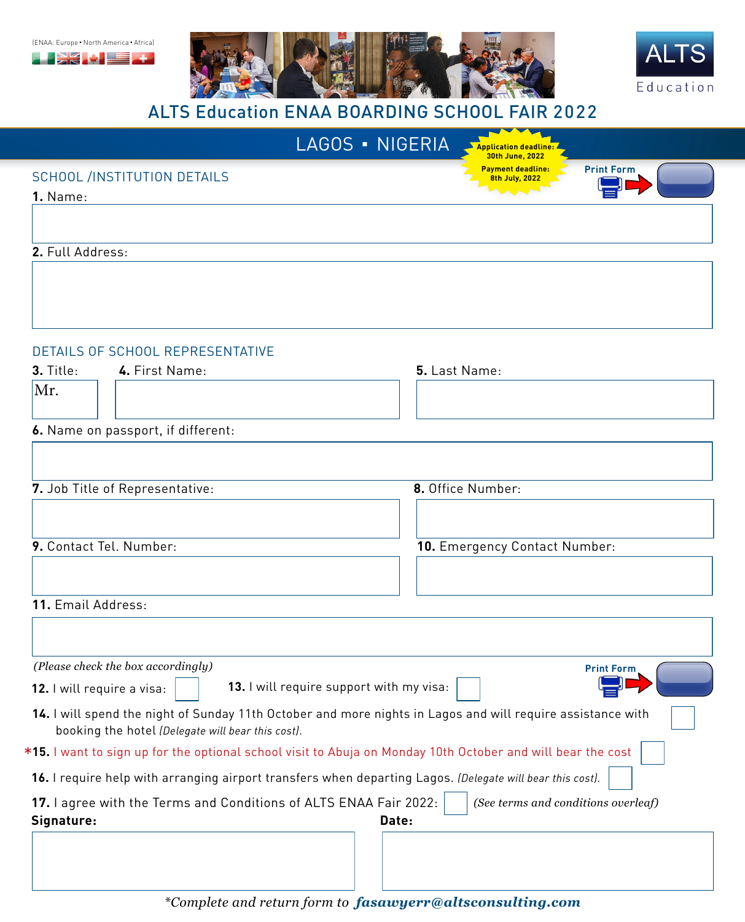(ENAA: Europe • North America • Africa)

# ALTS Education ENAA BOARDING SCHOOL FAIR 2022

## LAGOS ▪ NIGERIA

**Application deadline: 30th June, 2022**
**Payment deadline: 8th July, 2022**

Print Form

### SCHOOL /INSTITUTION DETAILS

**1.** Name:

**2.** Full Address:

### DETAILS OF SCHOOL REPRESENTATIVE

**3.** Title: Mr.

**4.** First Name:

**5.** Last Name:

**6.** Name on passport, if different:

**7.** Job Title of Representative:

**8.** Office Number:

**9.** Contact Tel. Number:

**10.** Emergency Contact Number:

**11.** Email Address:

*(Please check the box accordingly)*

Print Form

**12.** I will require a visa: ☐

**13.** I will require support with my visa: ☐

**14.** I will spend the night of Sunday 11th October and more nights in Lagos and will require assistance with booking the hotel *(Delegate will bear this cost).* ☐

***15.** I want to sign up for the optional school visit to Abuja on Monday 10th October and will bear the cost ☐

**16.** I require help with arranging airport transfers when departing Lagos. *(Delegate will bear this cost).* ☐

**17.** I agree with the Terms and Conditions of ALTS ENAA Fair 2022: ☐ *(See terms and conditions overleaf)*

**Signature:**

**Date:**

*Complete and return form to **fasawyerr@altsconsulting.com***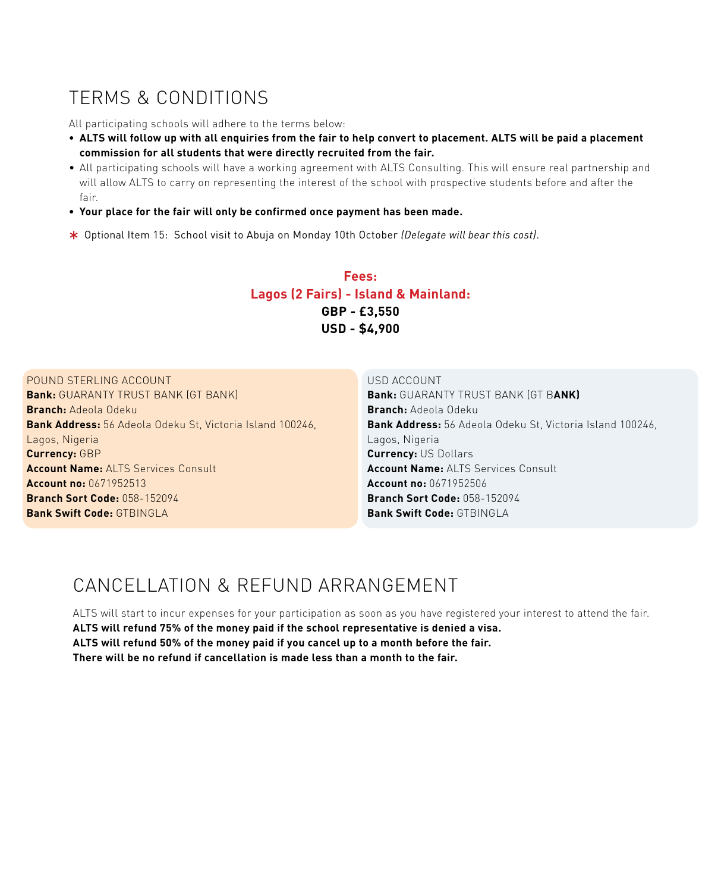# TERMS & CONDITIONS

All participating schools will adhere to the terms below:

- **ALTS will follow up with all enquiries from the fair to help convert to placement. ALTS will be paid a placement commission for all students that were directly recruited from the fair.**
- All participating schools will have a working agreement with ALTS Consulting. This will ensure real partnership and will allow ALTS to carry on representing the interest of the school with prospective students before and after the fair.
- **Your place for the fair will only be confirmed once payment has been made.**

* Optional Item 15: School visit to Abuja on Monday 10th October *(Delegate will bear this cost)*.

**Fees:**
**Lagos (2 Fairs) - Island & Mainland:**
**GBP - £3,550**
**USD - $4,900**

POUND STERLING ACCOUNT
**Bank:** GUARANTY TRUST BANK (GT BANK)
**Branch:** Adeola Odeku
**Bank Address:** 56 Adeola Odeku St, Victoria Island 100246, Lagos, Nigeria
**Currency:** GBP
**Account Name:** ALTS Services Consult
**Account no:** 0671952513
**Branch Sort Code:** 058-152094
**Bank Swift Code:** GTBINGLA

USD ACCOUNT
**Bank:** GUARANTY TRUST BANK (GT BANK)
**Branch:** Adeola Odeku
**Bank Address:** 56 Adeola Odeku St, Victoria Island 100246, Lagos, Nigeria
**Currency:** US Dollars
**Account Name:** ALTS Services Consult
**Account no:** 0671952506
**Branch Sort Code:** 058-152094
**Bank Swift Code:** GTBINGLA

# CANCELLATION & REFUND ARRANGEMENT

ALTS will start to incur expenses for your participation as soon as you have registered your interest to attend the fair.
**ALTS will refund 75% of the money paid if the school representative is denied a visa.**
**ALTS will refund 50% of the money paid if you cancel up to a month before the fair.**
**There will be no refund if cancellation is made less than a month to the fair.**